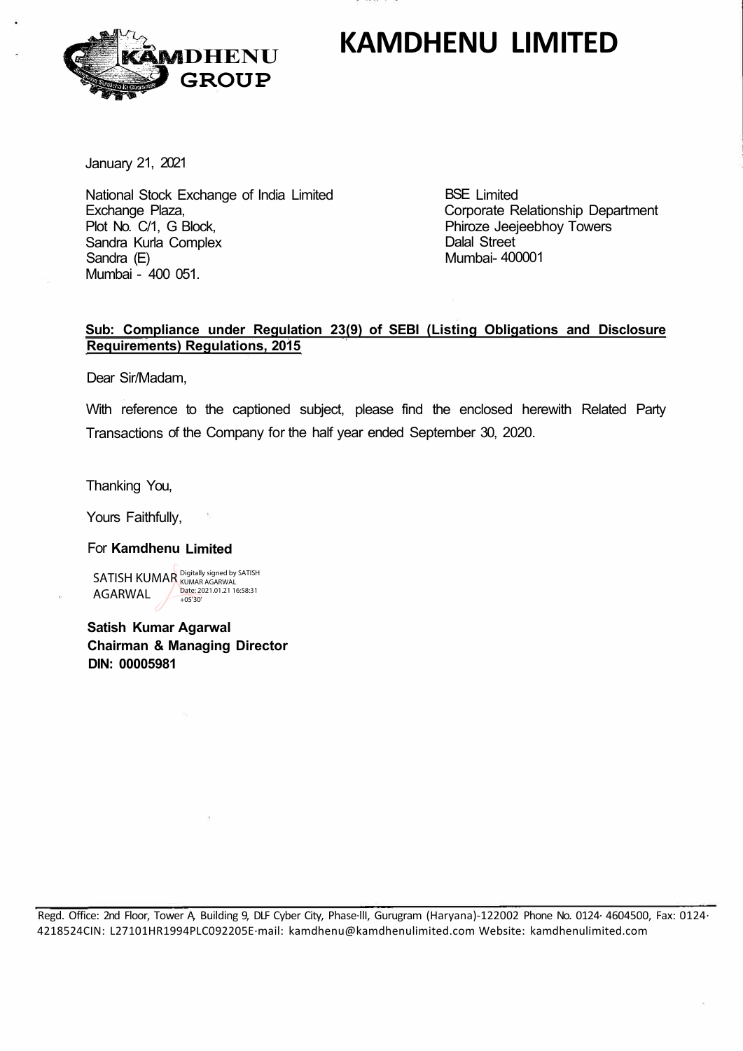# KAMDHENU LIMITED

January 21, 2021

National Stock Exchange of India Limited
Exchange Plaza,
Plot No. C/1, G Block,
Sandra Kurla Complex
Sandra (E)
Mumbai - 400 051.

BSE Limited
Corporate Relationship Department
Phiroze Jeejeebhoy Towers
Dalal Street
Mumbai- 400001

**Sub: Compliance under Regulation 23(9) of SEBI (Listing Obligations and Disclosure Requirements) Regulations, 2015**

Dear Sir/Madam,

With reference to the captioned subject, please find the enclosed herewith Related Party Transactions of the Company for the half year ended September 30, 2020.

Thanking You,

Yours Faithfully,

For **Kamdhenu Limited**

SATISH KUMAR AGARWAL Digitally signed by SATISH KUMAR AGARWAL Date: 2021.01.21 16:58:31 +05'30'

**Satish Kumar Agarwal**
**Chairman & Managing Director**
**DIN: 00005981**

Regd. Office: 2nd Floor, Tower A, Building 9, DLF Cyber City, Phase-III, Gurugram (Haryana)-122002 Phone No. 0124· 4604500, Fax: 0124· 4218524CIN: L27101HR1994PLC092205E-mail: kamdhenu@kamdhenulimited.com Website: kamdhenulimited.com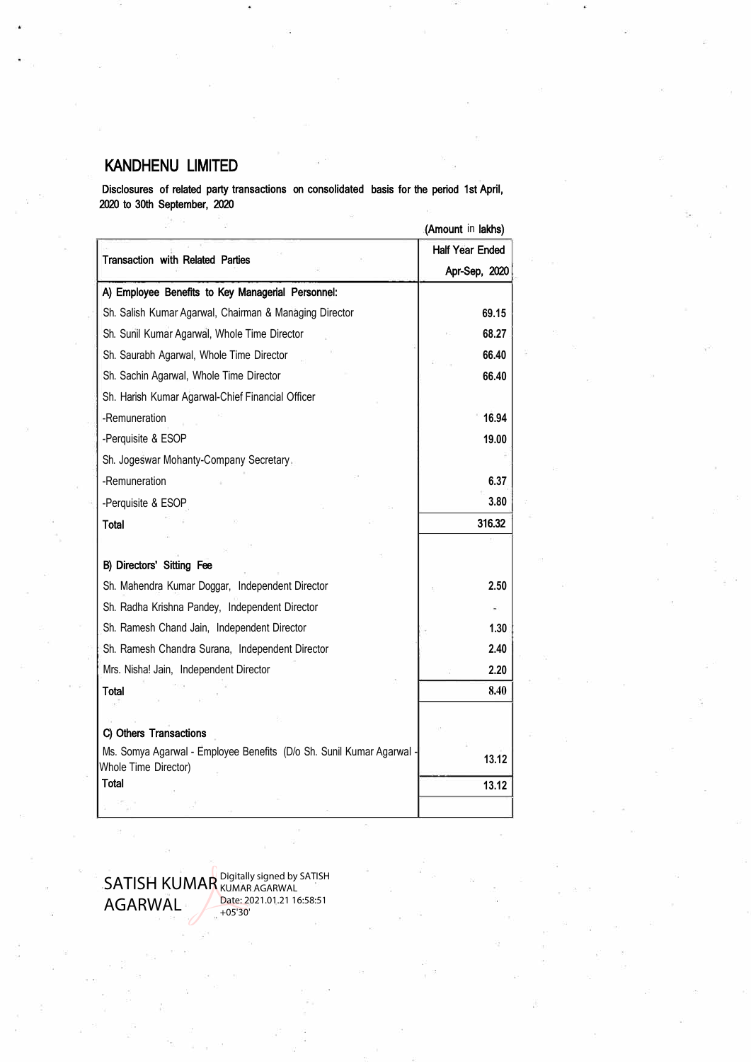## KANDHENU LIMITED

**Disclosures of related party transactions on consolidated basis for the period 1st April, 2020 to 30th September, 2020**

(Amount in lakhs)

| Transaction with Related Parties | Half Year Ended Apr-Sep, 2020 |
|---|---|
| **A) Employee Benefits to Key Managerial Personnel:** | |
| Sh. Salish Kumar Agarwal, Chairman & Managing Director | **69.15** |
| Sh. Sunil Kumar Agarwal, Whole Time Director | **68.27** |
| Sh. Saurabh Agarwal, Whole Time Director | **66.40** |
| Sh. Sachin Agarwal, Whole Time Director | **66.40** |
| Sh. Harish Kumar Agarwal-Chief Financial Officer | |
| -Remuneration | **16.94** |
| -Perquisite & ESOP | **19.00** |
| Sh. Jogeswar Mohanty-Company Secretary. | |
| -Remuneration | **6.37** |
| -Perquisite & ESOP | **3.80** |
| **Total** | **316.32** |
| | |
| **B) Directors' Sitting Fee** | |
| Sh. Mahendra Kumar Doggar, Independent Director | **2.50** |
| Sh. Radha Krishna Pandey, Independent Director | - |
| Sh. Ramesh Chand Jain, Independent Director | **1.30** |
| Sh. Ramesh Chandra Surana, Independent Director | **2.40** |
| Mrs. Nisha! Jain, Independent Director | **2.20** |
| **Total** | **8.40** |
| | |
| **C) Others Transactions** | |
| Ms. Somya Agarwal - Employee Benefits (D/o Sh. Sunil Kumar Agarwal - Whole Time Director) | **13.12** |
| **Total** | **13.12** |

SATISH KUMAR AGARWAL
Digitally signed by SATISH KUMAR AGARWAL
Date: 2021.01.21 16:58:51 +05'30'